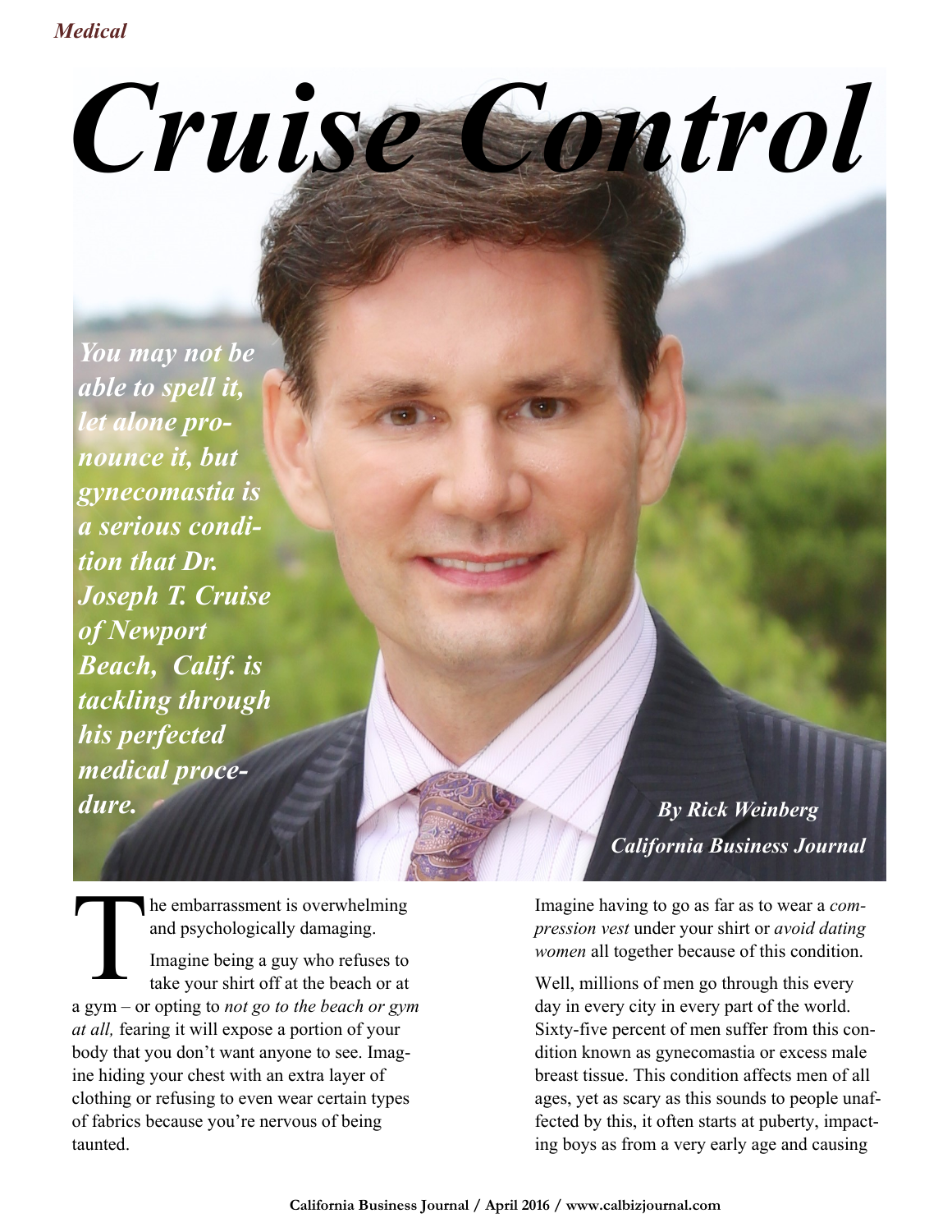*Medical*

# *Cruise Control*

***You may not be able to spell it, let alone pronounce it, but gynecomastia is a serious condition that Dr. Joseph T. Cruise of Newport Beach, Calif. is tackling through his perfected medical procedure.***

***By Rick Weinberg***
***California Business Journal***

The embarrassment is overwhelming and psychologically damaging.

Imagine being a guy who refuses to take your shirt off at the beach or at a gym – or opting to *not go to the beach or gym at all,* fearing it will expose a portion of your body that you don't want anyone to see. Imagine hiding your chest with an extra layer of clothing or refusing to even wear certain types of fabrics because you're nervous of being taunted.

Imagine having to go as far as to wear a *compression vest* under your shirt or *avoid dating women* all together because of this condition.

Well, millions of men go through this every day in every city in every part of the world. Sixty-five percent of men suffer from this condition known as gynecomastia or excess male breast tissue. This condition affects men of all ages, yet as scary as this sounds to people unaffected by this, it often starts at puberty, impacting boys as from a very early age and causing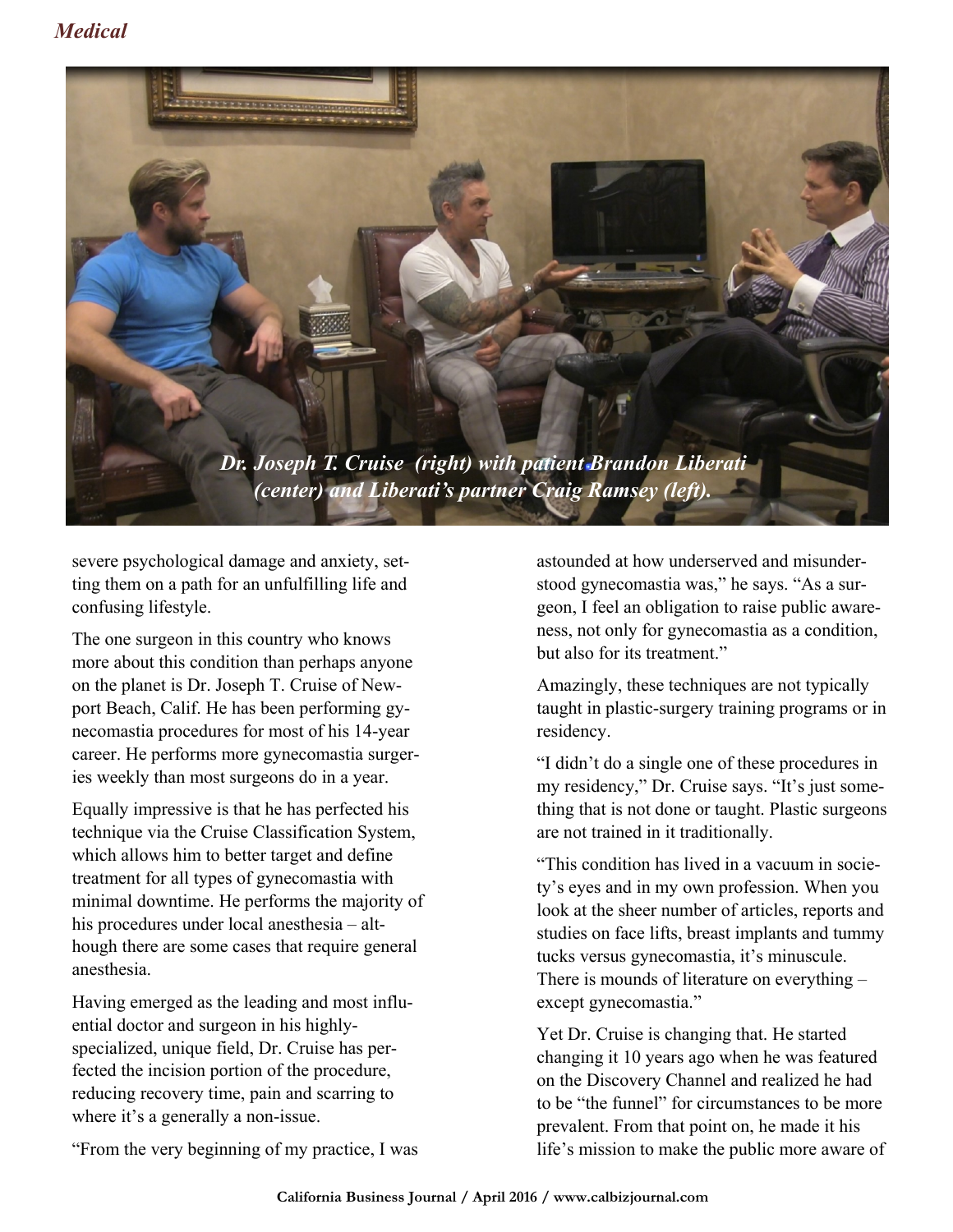*Dr. Joseph T. Cruise (right) with patient Brandon Liberati (center) and Liberati's partner Craig Ramsey (left).*

severe psychological damage and anxiety, setting them on a path for an unfulfilling life and confusing lifestyle.

The one surgeon in this country who knows more about this condition than perhaps anyone on the planet is Dr. Joseph T. Cruise of Newport Beach, Calif. He has been performing gynecomastia procedures for most of his 14-year career. He performs more gynecomastia surgeries weekly than most surgeons do in a year.

Equally impressive is that he has perfected his technique via the Cruise Classification System, which allows him to better target and define treatment for all types of gynecomastia with minimal downtime. He performs the majority of his procedures under local anesthesia – although there are some cases that require general anesthesia.

Having emerged as the leading and most influential doctor and surgeon in his highly-specialized, unique field, Dr. Cruise has perfected the incision portion of the procedure, reducing recovery time, pain and scarring to where it's a generally a non-issue.

"From the very beginning of my practice, I was astounded at how underserved and misunderstood gynecomastia was," he says. "As a surgeon, I feel an obligation to raise public awareness, not only for gynecomastia as a condition, but also for its treatment."

Amazingly, these techniques are not typically taught in plastic-surgery training programs or in residency.

"I didn't do a single one of these procedures in my residency," Dr. Cruise says. "It's just something that is not done or taught. Plastic surgeons are not trained in it traditionally.

"This condition has lived in a vacuum in society's eyes and in my own profession. When you look at the sheer number of articles, reports and studies on face lifts, breast implants and tummy tucks versus gynecomastia, it's minuscule. There is mounds of literature on everything – except gynecomastia."

Yet Dr. Cruise is changing that. He started changing it 10 years ago when he was featured on the Discovery Channel and realized he had to be "the funnel" for circumstances to be more prevalent. From that point on, he made it his life's mission to make the public more aware of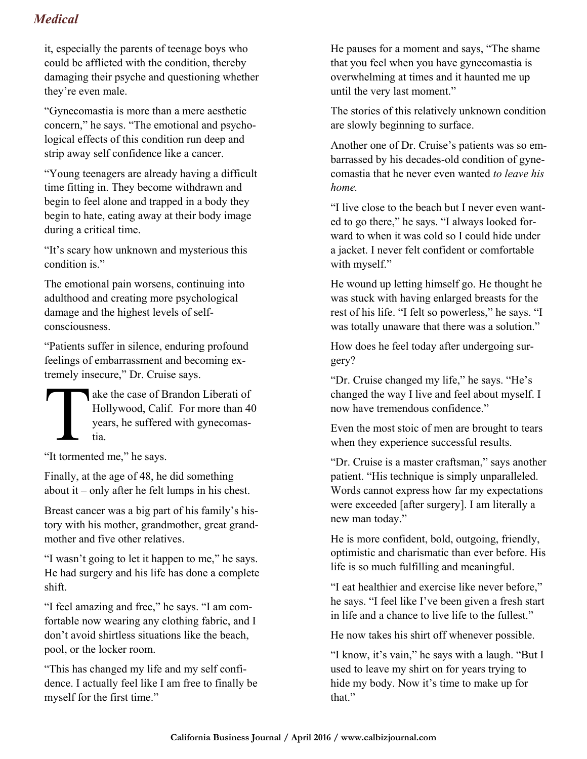it, especially the parents of teenage boys who could be afflicted with the condition, thereby damaging their psyche and questioning whether they're even male.

"Gynecomastia is more than a mere aesthetic concern," he says. "The emotional and psychological effects of this condition run deep and strip away self confidence like a cancer.

"Young teenagers are already having a difficult time fitting in. They become withdrawn and begin to feel alone and trapped in a body they begin to hate, eating away at their body image during a critical time.

"It's scary how unknown and mysterious this condition is."

The emotional pain worsens, continuing into adulthood and creating more psychological damage and the highest levels of self-consciousness.

"Patients suffer in silence, enduring profound feelings of embarrassment and becoming extremely insecure," Dr. Cruise says.

Take the case of Brandon Liberati of Hollywood, Calif. For more than 40 years, he suffered with gynecomastia.

"It tormented me," he says.

Finally, at the age of 48, he did something about it – only after he felt lumps in his chest.

Breast cancer was a big part of his family's history with his mother, grandmother, great grandmother and five other relatives.

"I wasn't going to let it happen to me," he says. He had surgery and his life has done a complete shift.

"I feel amazing and free," he says. "I am comfortable now wearing any clothing fabric, and I don't avoid shirtless situations like the beach, pool, or the locker room.

"This has changed my life and my self confidence. I actually feel like I am free to finally be myself for the first time."

He pauses for a moment and says, "The shame that you feel when you have gynecomastia is overwhelming at times and it haunted me up until the very last moment."

The stories of this relatively unknown condition are slowly beginning to surface.

Another one of Dr. Cruise's patients was so embarrassed by his decades-old condition of gynecomastia that he never even wanted *to leave his home.*

"I live close to the beach but I never even wanted to go there," he says. "I always looked forward to when it was cold so I could hide under a jacket. I never felt confident or comfortable with myself."

He wound up letting himself go. He thought he was stuck with having enlarged breasts for the rest of his life. "I felt so powerless," he says. "I was totally unaware that there was a solution."

How does he feel today after undergoing surgery?

"Dr. Cruise changed my life," he says. "He's changed the way I live and feel about myself. I now have tremendous confidence."

Even the most stoic of men are brought to tears when they experience successful results.

"Dr. Cruise is a master craftsman," says another patient. "His technique is simply unparalleled. Words cannot express how far my expectations were exceeded [after surgery]. I am literally a new man today."

He is more confident, bold, outgoing, friendly, optimistic and charismatic than ever before. His life is so much fulfilling and meaningful.

"I eat healthier and exercise like never before," he says. "I feel like I've been given a fresh start in life and a chance to live life to the fullest."

He now takes his shirt off whenever possible.

"I know, it's vain," he says with a laugh. "But I used to leave my shirt on for years trying to hide my body. Now it's time to make up for that."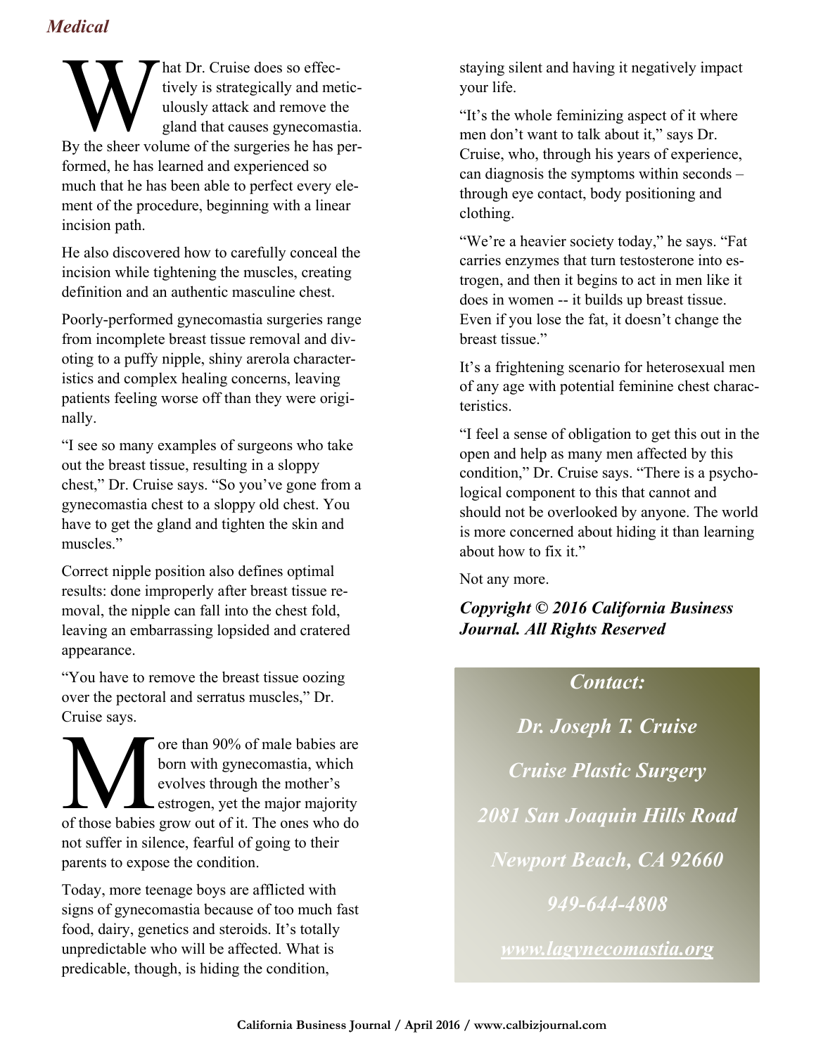What Dr. Cruise does so effectively is strategically and meticulously attack and remove the gland that causes gynecomastia. By the sheer volume of the surgeries he has performed, he has learned and experienced so much that he has been able to perfect every element of the procedure, beginning with a linear incision path.

He also discovered how to carefully conceal the incision while tightening the muscles, creating definition and an authentic masculine chest.

Poorly-performed gynecomastia surgeries range from incomplete breast tissue removal and divoting to a puffy nipple, shiny arerola characteristics and complex healing concerns, leaving patients feeling worse off than they were originally.

"I see so many examples of surgeons who take out the breast tissue, resulting in a sloppy chest," Dr. Cruise says. "So you've gone from a gynecomastia chest to a sloppy old chest. You have to get the gland and tighten the skin and muscles."

Correct nipple position also defines optimal results: done improperly after breast tissue removal, the nipple can fall into the chest fold, leaving an embarrassing lopsided and cratered appearance.

"You have to remove the breast tissue oozing over the pectoral and serratus muscles," Dr. Cruise says.

More than 90% of male babies are born with gynecomastia, which evolves through the mother's estrogen, yet the major majority of those babies grow out of it. The ones who do not suffer in silence, fearful of going to their parents to expose the condition.

Today, more teenage boys are afflicted with signs of gynecomastia because of too much fast food, dairy, genetics and steroids. It's totally unpredictable who will be affected. What is predicable, though, is hiding the condition, staying silent and having it negatively impact your life.

"It's the whole feminizing aspect of it where men don't want to talk about it," says Dr. Cruise, who, through his years of experience, can diagnosis the symptoms within seconds – through eye contact, body positioning and clothing.

"We're a heavier society today," he says. "Fat carries enzymes that turn testosterone into estrogen, and then it begins to act in men like it does in women -- it builds up breast tissue. Even if you lose the fat, it doesn't change the breast tissue."

It's a frightening scenario for heterosexual men of any age with potential feminine chest characteristics.

"I feel a sense of obligation to get this out in the open and help as many men affected by this condition," Dr. Cruise says. "There is a psychological component to this that cannot and should not be overlooked by anyone. The world is more concerned about hiding it than learning about how to fix it."

Not any more.

***Copyright © 2016 California Business Journal. All Rights Reserved***

***Contact:***

***Dr. Joseph T. Cruise***

***Cruise Plastic Surgery***

***2081 San Joaquin Hills Road***

***Newport Beach, CA 92660***

***949-644-4808***

***www.lagynecomastia.org***